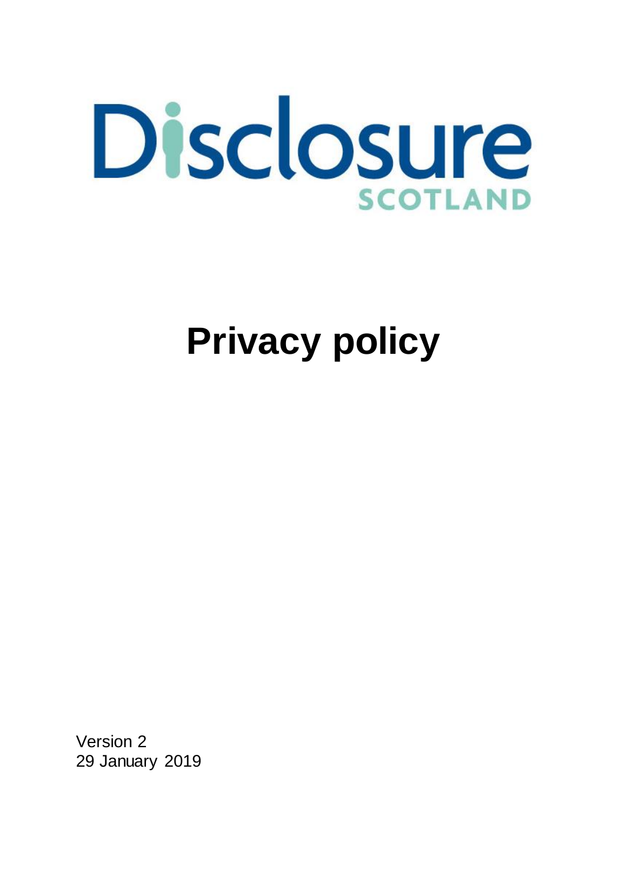# Disclosure Scotland

# Privacy policy

Version 2
29 January 2019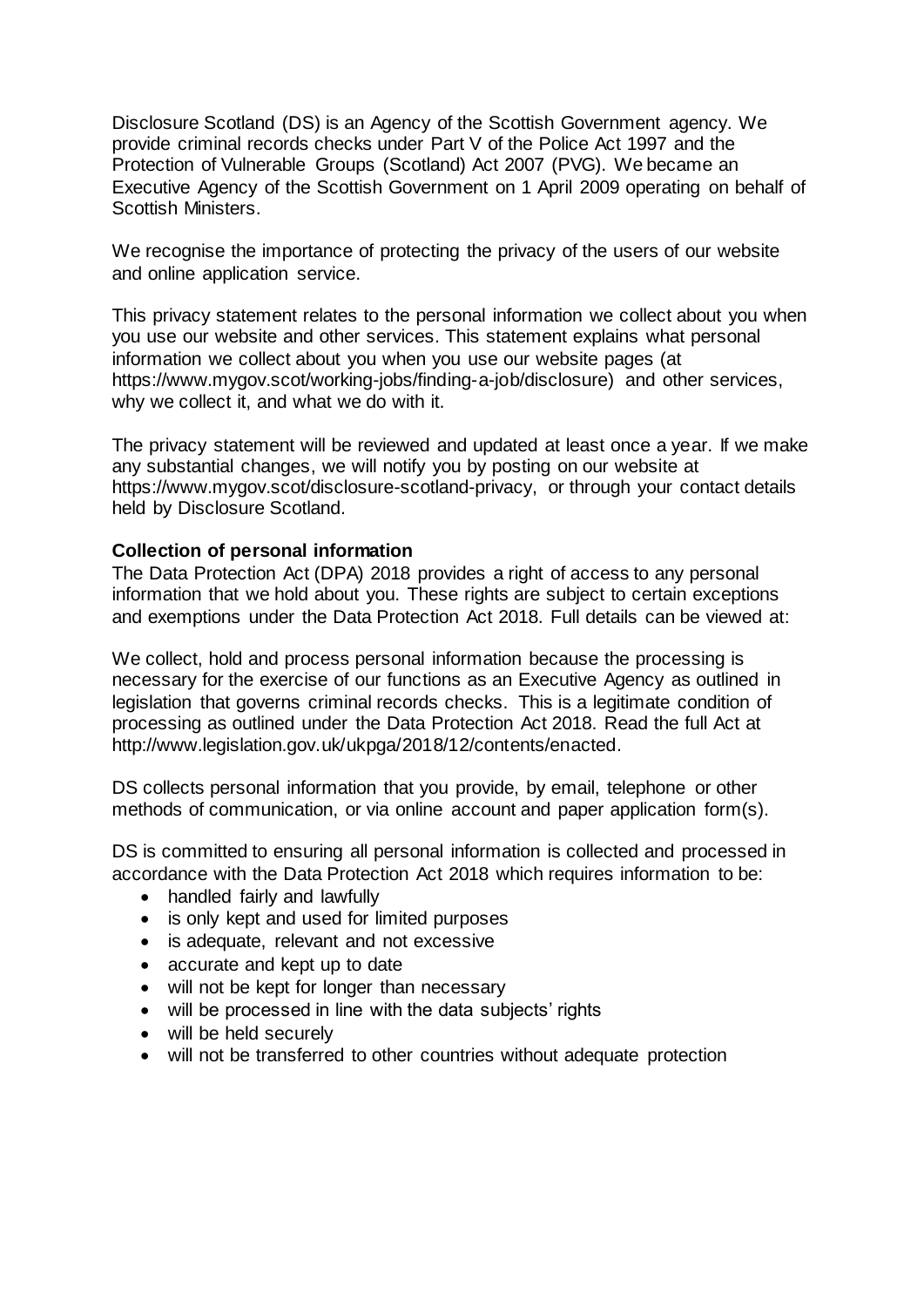Disclosure Scotland (DS) is an Agency of the Scottish Government agency. We provide criminal records checks under Part V of the Police Act 1997 and the Protection of Vulnerable Groups (Scotland) Act 2007 (PVG). We became an Executive Agency of the Scottish Government on 1 April 2009 operating on behalf of Scottish Ministers.

We recognise the importance of protecting the privacy of the users of our website and online application service.

This privacy statement relates to the personal information we collect about you when you use our website and other services. This statement explains what personal information we collect about you when you use our website pages (at https://www.mygov.scot/working-jobs/finding-a-job/disclosure) and other services, why we collect it, and what we do with it.

The privacy statement will be reviewed and updated at least once a year. If we make any substantial changes, we will notify you by posting on our website at https://www.mygov.scot/disclosure-scotland-privacy, or through your contact details held by Disclosure Scotland.

**Collection of personal information**

The Data Protection Act (DPA) 2018 provides a right of access to any personal information that we hold about you. These rights are subject to certain exceptions and exemptions under the Data Protection Act 2018. Full details can be viewed at:

We collect, hold and process personal information because the processing is necessary for the exercise of our functions as an Executive Agency as outlined in legislation that governs criminal records checks. This is a legitimate condition of processing as outlined under the Data Protection Act 2018. Read the full Act at http://www.legislation.gov.uk/ukpga/2018/12/contents/enacted.

DS collects personal information that you provide, by email, telephone or other methods of communication, or via online account and paper application form(s).

DS is committed to ensuring all personal information is collected and processed in accordance with the Data Protection Act 2018 which requires information to be:

- handled fairly and lawfully
- is only kept and used for limited purposes
- is adequate, relevant and not excessive
- accurate and kept up to date
- will not be kept for longer than necessary
- will be processed in line with the data subjects' rights
- will be held securely
- will not be transferred to other countries without adequate protection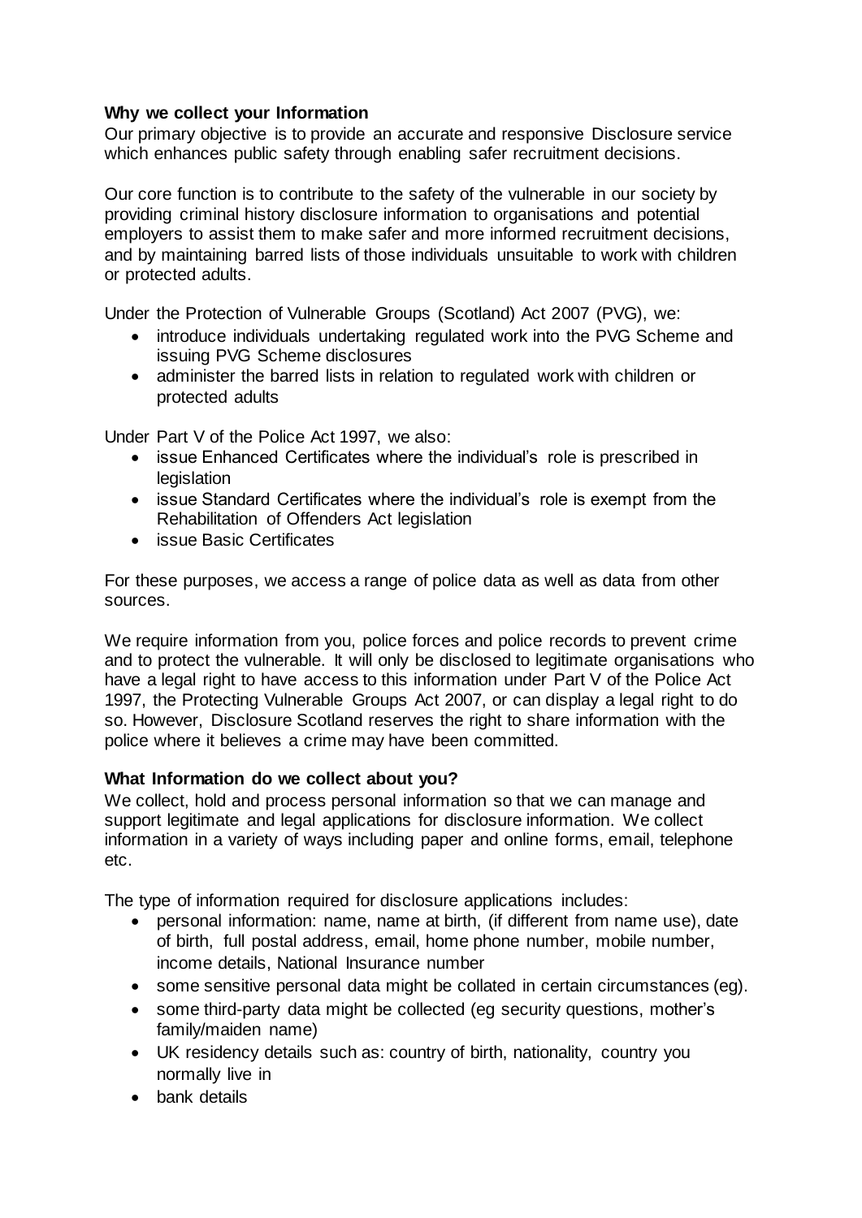**Why we collect your Information**

Our primary objective is to provide an accurate and responsive Disclosure service which enhances public safety through enabling safer recruitment decisions.

Our core function is to contribute to the safety of the vulnerable in our society by providing criminal history disclosure information to organisations and potential employers to assist them to make safer and more informed recruitment decisions, and by maintaining barred lists of those individuals unsuitable to work with children or protected adults.

Under the Protection of Vulnerable Groups (Scotland) Act 2007 (PVG), we:

- introduce individuals undertaking regulated work into the PVG Scheme and issuing PVG Scheme disclosures
- administer the barred lists in relation to regulated work with children or protected adults

Under Part V of the Police Act 1997, we also:

- issue Enhanced Certificates where the individual's role is prescribed in legislation
- issue Standard Certificates where the individual's role is exempt from the Rehabilitation of Offenders Act legislation
- issue Basic Certificates

For these purposes, we access a range of police data as well as data from other sources.

We require information from you, police forces and police records to prevent crime and to protect the vulnerable. It will only be disclosed to legitimate organisations who have a legal right to have access to this information under Part V of the Police Act 1997, the Protecting Vulnerable Groups Act 2007, or can display a legal right to do so. However, Disclosure Scotland reserves the right to share information with the police where it believes a crime may have been committed.

**What Information do we collect about you?**

We collect, hold and process personal information so that we can manage and support legitimate and legal applications for disclosure information. We collect information in a variety of ways including paper and online forms, email, telephone etc.

The type of information required for disclosure applications includes:

- personal information: name, name at birth, (if different from name use), date of birth, full postal address, email, home phone number, mobile number, income details, National Insurance number
- some sensitive personal data might be collated in certain circumstances (eg).
- some third-party data might be collected (eg security questions, mother's family/maiden name)
- UK residency details such as: country of birth, nationality, country you normally live in
- bank details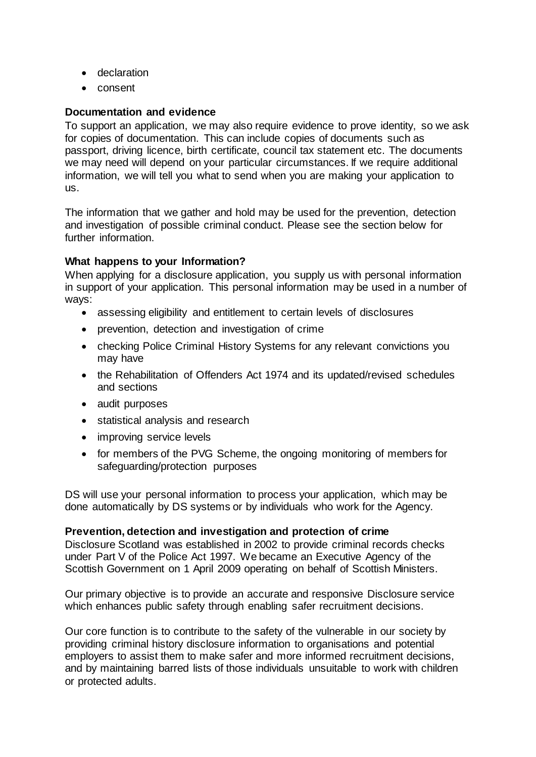- declaration
- consent

**Documentation and evidence**

To support an application, we may also require evidence to prove identity, so we ask for copies of documentation. This can include copies of documents such as passport, driving licence, birth certificate, council tax statement etc. The documents we may need will depend on your particular circumstances. If we require additional information, we will tell you what to send when you are making your application to us.

The information that we gather and hold may be used for the prevention, detection and investigation of possible criminal conduct. Please see the section below for further information.

**What happens to your Information?**

When applying for a disclosure application, you supply us with personal information in support of your application. This personal information may be used in a number of ways:

- assessing eligibility and entitlement to certain levels of disclosures
- prevention, detection and investigation of crime
- checking Police Criminal History Systems for any relevant convictions you may have
- the Rehabilitation of Offenders Act 1974 and its updated/revised schedules and sections
- audit purposes
- statistical analysis and research
- improving service levels
- for members of the PVG Scheme, the ongoing monitoring of members for safeguarding/protection purposes

DS will use your personal information to process your application, which may be done automatically by DS systems or by individuals who work for the Agency.

**Prevention, detection and investigation and protection of crime**

Disclosure Scotland was established in 2002 to provide criminal records checks under Part V of the Police Act 1997. We became an Executive Agency of the Scottish Government on 1 April 2009 operating on behalf of Scottish Ministers.

Our primary objective is to provide an accurate and responsive Disclosure service which enhances public safety through enabling safer recruitment decisions.

Our core function is to contribute to the safety of the vulnerable in our society by providing criminal history disclosure information to organisations and potential employers to assist them to make safer and more informed recruitment decisions, and by maintaining barred lists of those individuals unsuitable to work with children or protected adults.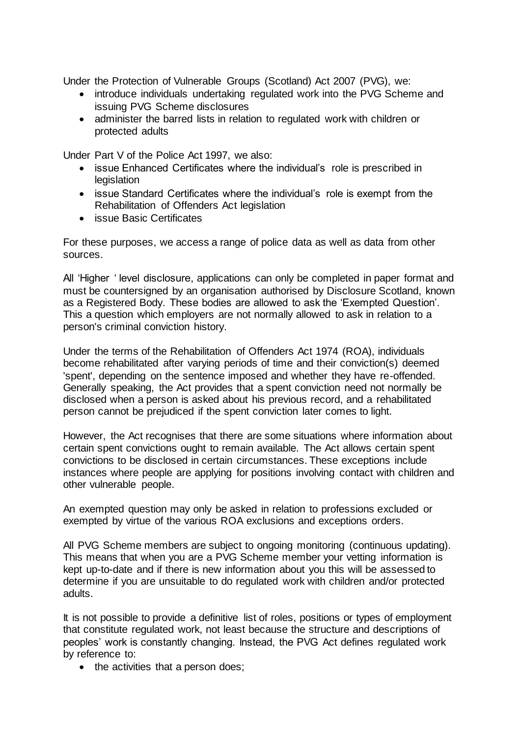Under the Protection of Vulnerable Groups (Scotland) Act 2007 (PVG), we:

- introduce individuals undertaking regulated work into the PVG Scheme and issuing PVG Scheme disclosures
- administer the barred lists in relation to regulated work with children or protected adults

Under Part V of the Police Act 1997, we also:

- issue Enhanced Certificates where the individual's role is prescribed in legislation
- issue Standard Certificates where the individual's role is exempt from the Rehabilitation of Offenders Act legislation
- issue Basic Certificates

For these purposes, we access a range of police data as well as data from other sources.

All 'Higher ' level disclosure, applications can only be completed in paper format and must be countersigned by an organisation authorised by Disclosure Scotland, known as a Registered Body. These bodies are allowed to ask the 'Exempted Question'. This a question which employers are not normally allowed to ask in relation to a person's criminal conviction history.

Under the terms of the Rehabilitation of Offenders Act 1974 (ROA), individuals become rehabilitated after varying periods of time and their conviction(s) deemed 'spent', depending on the sentence imposed and whether they have re-offended. Generally speaking, the Act provides that a spent conviction need not normally be disclosed when a person is asked about his previous record, and a rehabilitated person cannot be prejudiced if the spent conviction later comes to light.

However, the Act recognises that there are some situations where information about certain spent convictions ought to remain available. The Act allows certain spent convictions to be disclosed in certain circumstances. These exceptions include instances where people are applying for positions involving contact with children and other vulnerable people.

An exempted question may only be asked in relation to professions excluded or exempted by virtue of the various ROA exclusions and exceptions orders.

All PVG Scheme members are subject to ongoing monitoring (continuous updating). This means that when you are a PVG Scheme member your vetting information is kept up-to-date and if there is new information about you this will be assessed to determine if you are unsuitable to do regulated work with children and/or protected adults.

It is not possible to provide a definitive list of roles, positions or types of employment that constitute regulated work, not least because the structure and descriptions of peoples' work is constantly changing. Instead, the PVG Act defines regulated work by reference to:

- the activities that a person does;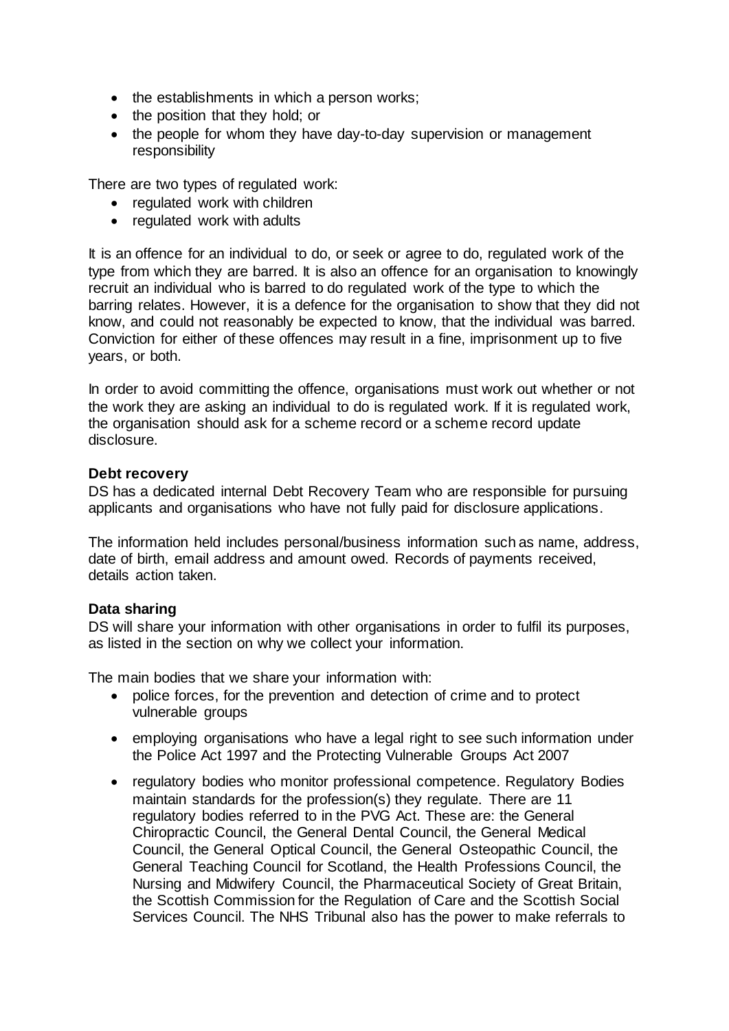- the establishments in which a person works;
- the position that they hold; or
- the people for whom they have day-to-day supervision or management responsibility

There are two types of regulated work:

- regulated work with children
- regulated work with adults

It is an offence for an individual to do, or seek or agree to do, regulated work of the type from which they are barred. It is also an offence for an organisation to knowingly recruit an individual who is barred to do regulated work of the type to which the barring relates. However, it is a defence for the organisation to show that they did not know, and could not reasonably be expected to know, that the individual was barred. Conviction for either of these offences may result in a fine, imprisonment up to five years, or both.

In order to avoid committing the offence, organisations must work out whether or not the work they are asking an individual to do is regulated work. If it is regulated work, the organisation should ask for a scheme record or a scheme record update disclosure.

**Debt recovery**

DS has a dedicated internal Debt Recovery Team who are responsible for pursuing applicants and organisations who have not fully paid for disclosure applications.

The information held includes personal/business information such as name, address, date of birth, email address and amount owed. Records of payments received, details action taken.

**Data sharing**

DS will share your information with other organisations in order to fulfil its purposes, as listed in the section on why we collect your information.

The main bodies that we share your information with:

- police forces, for the prevention and detection of crime and to protect vulnerable groups
- employing organisations who have a legal right to see such information under the Police Act 1997 and the Protecting Vulnerable Groups Act 2007
- regulatory bodies who monitor professional competence. Regulatory Bodies maintain standards for the profession(s) they regulate. There are 11 regulatory bodies referred to in the PVG Act. These are: the General Chiropractic Council, the General Dental Council, the General Medical Council, the General Optical Council, the General Osteopathic Council, the General Teaching Council for Scotland, the Health Professions Council, the Nursing and Midwifery Council, the Pharmaceutical Society of Great Britain, the Scottish Commission for the Regulation of Care and the Scottish Social Services Council. The NHS Tribunal also has the power to make referrals to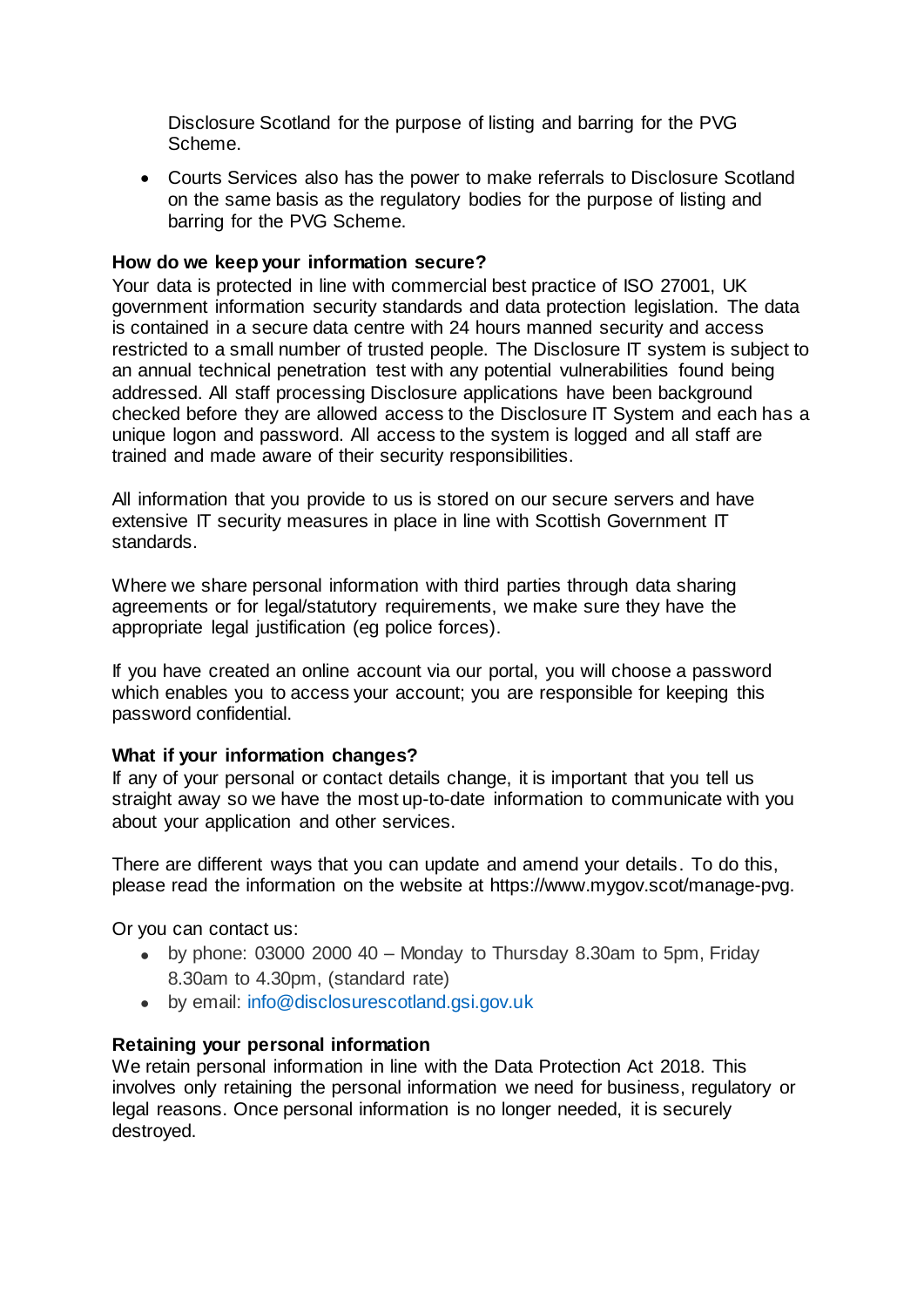Disclosure Scotland for the purpose of listing and barring for the PVG Scheme.

- Courts Services also has the power to make referrals to Disclosure Scotland on the same basis as the regulatory bodies for the purpose of listing and barring for the PVG Scheme.

**How do we keep your information secure?**

Your data is protected in line with commercial best practice of ISO 27001, UK government information security standards and data protection legislation. The data is contained in a secure data centre with 24 hours manned security and access restricted to a small number of trusted people. The Disclosure IT system is subject to an annual technical penetration test with any potential vulnerabilities found being addressed. All staff processing Disclosure applications have been background checked before they are allowed access to the Disclosure IT System and each has a unique logon and password. All access to the system is logged and all staff are trained and made aware of their security responsibilities.

All information that you provide to us is stored on our secure servers and have extensive IT security measures in place in line with Scottish Government IT standards.

Where we share personal information with third parties through data sharing agreements or for legal/statutory requirements, we make sure they have the appropriate legal justification (eg police forces).

If you have created an online account via our portal, you will choose a password which enables you to access your account; you are responsible for keeping this password confidential.

**What if your information changes?**

If any of your personal or contact details change, it is important that you tell us straight away so we have the most up-to-date information to communicate with you about your application and other services.

There are different ways that you can update and amend your details. To do this, please read the information on the website at https://www.mygov.scot/manage-pvg.

Or you can contact us:

- by phone: 03000 2000 40 – Monday to Thursday 8.30am to 5pm, Friday 8.30am to 4.30pm, (standard rate)
- by email: info@disclosurescotland.gsi.gov.uk

**Retaining your personal information**

We retain personal information in line with the Data Protection Act 2018. This involves only retaining the personal information we need for business, regulatory or legal reasons. Once personal information is no longer needed, it is securely destroyed.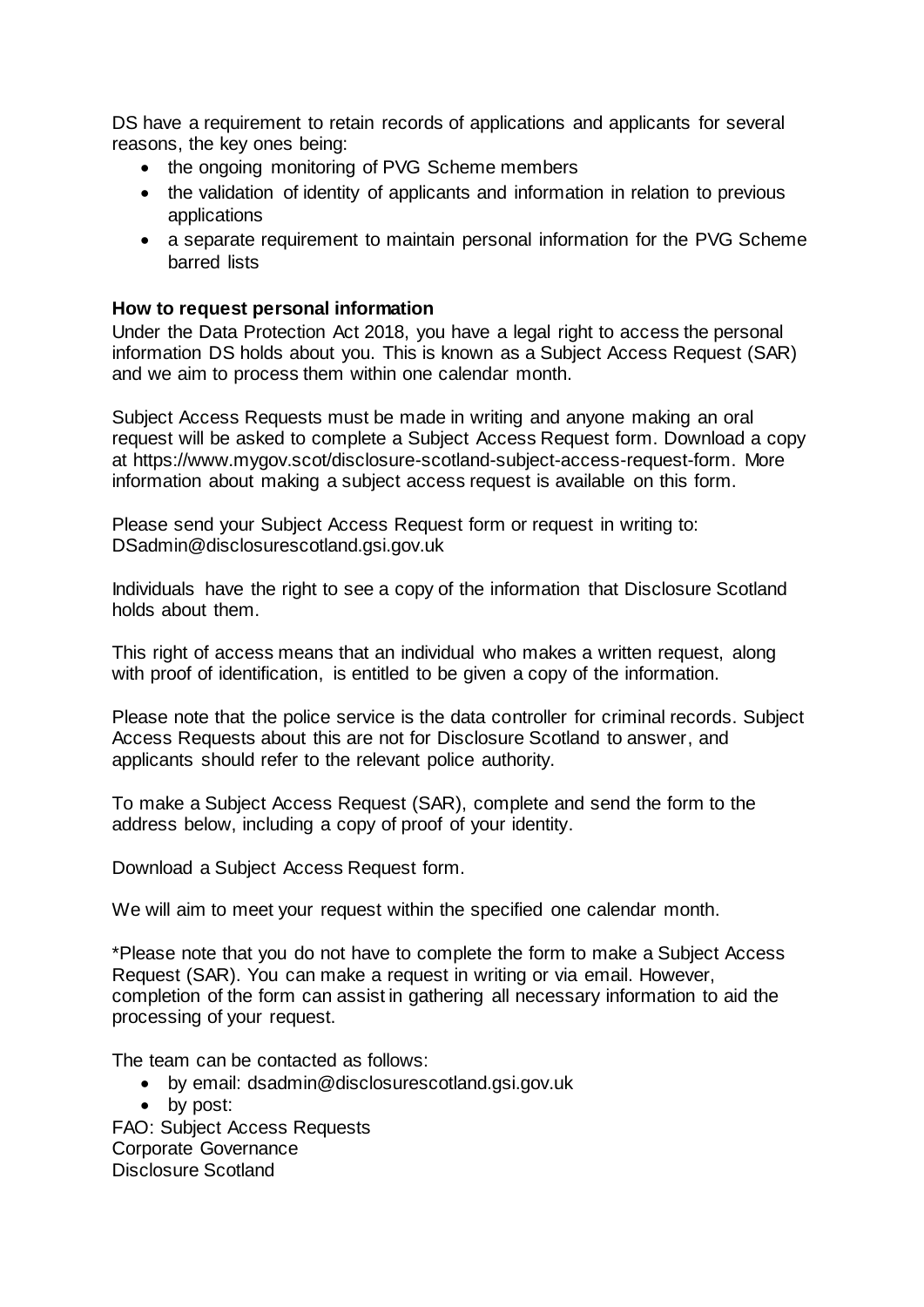DS have a requirement to retain records of applications and applicants for several reasons, the key ones being:

- the ongoing monitoring of PVG Scheme members
- the validation of identity of applicants and information in relation to previous applications
- a separate requirement to maintain personal information for the PVG Scheme barred lists

**How to request personal information**

Under the Data Protection Act 2018, you have a legal right to access the personal information DS holds about you. This is known as a Subject Access Request (SAR) and we aim to process them within one calendar month.

Subject Access Requests must be made in writing and anyone making an oral request will be asked to complete a Subject Access Request form. Download a copy at https://www.mygov.scot/disclosure-scotland-subject-access-request-form. More information about making a subject access request is available on this form.

Please send your Subject Access Request form or request in writing to: DSadmin@disclosurescotland.gsi.gov.uk

Individuals have the right to see a copy of the information that Disclosure Scotland holds about them.

This right of access means that an individual who makes a written request, along with proof of identification, is entitled to be given a copy of the information.

Please note that the police service is the data controller for criminal records. Subject Access Requests about this are not for Disclosure Scotland to answer, and applicants should refer to the relevant police authority.

To make a Subject Access Request (SAR), complete and send the form to the address below, including a copy of proof of your identity.

Download a Subject Access Request form.

We will aim to meet your request within the specified one calendar month.

*Please note that you do not have to complete the form to make a Subject Access Request (SAR). You can make a request in writing or via email. However, completion of the form can assist in gathering all necessary information to aid the processing of your request.

The team can be contacted as follows:

- by email: dsadmin@disclosurescotland.gsi.gov.uk
- by post:

FAO: Subject Access Requests
Corporate Governance
Disclosure Scotland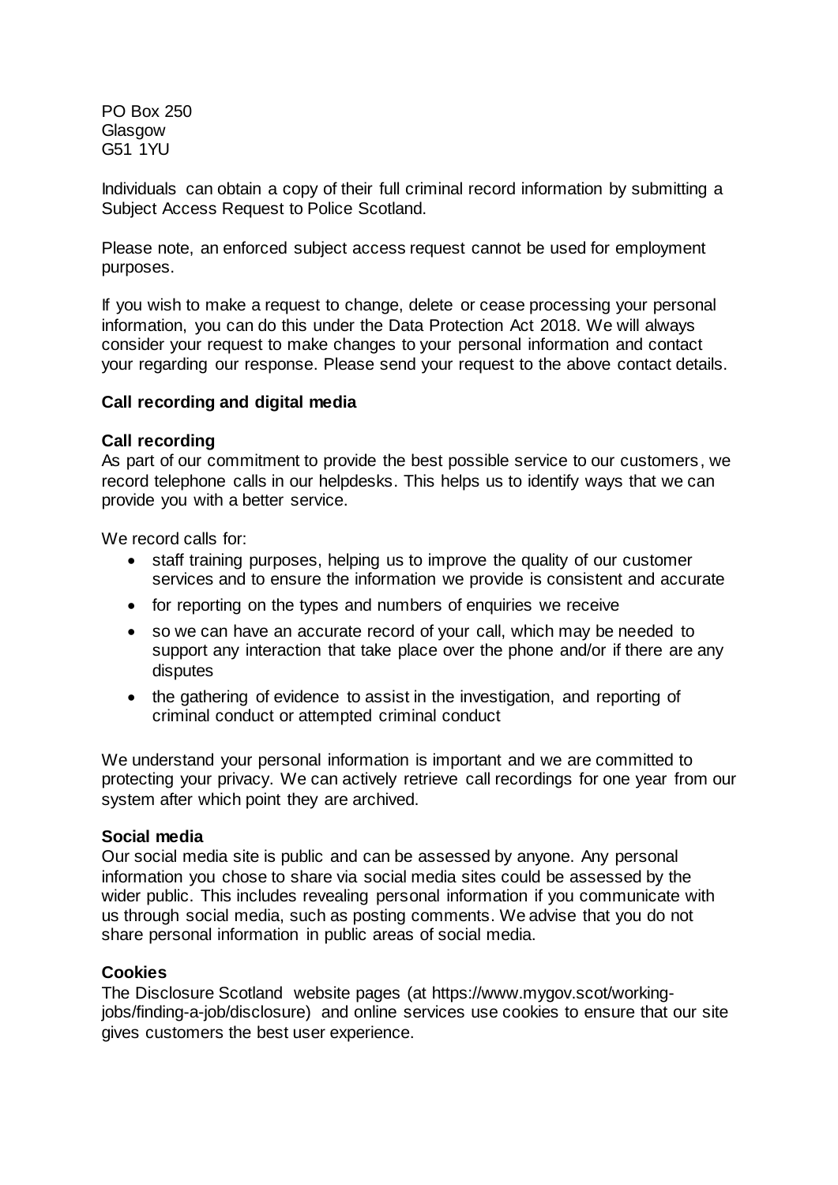PO Box 250
Glasgow
G51 1YU

Individuals can obtain a copy of their full criminal record information by submitting a Subject Access Request to Police Scotland.

Please note, an enforced subject access request cannot be used for employment purposes.

If you wish to make a request to change, delete or cease processing your personal information, you can do this under the Data Protection Act 2018. We will always consider your request to make changes to your personal information and contact your regarding our response. Please send your request to the above contact details.

### Call recording and digital media

#### Call recording

As part of our commitment to provide the best possible service to our customers, we record telephone calls in our helpdesks. This helps us to identify ways that we can provide you with a better service.

We record calls for:

- staff training purposes, helping us to improve the quality of our customer services and to ensure the information we provide is consistent and accurate
- for reporting on the types and numbers of enquiries we receive
- so we can have an accurate record of your call, which may be needed to support any interaction that take place over the phone and/or if there are any disputes
- the gathering of evidence to assist in the investigation, and reporting of criminal conduct or attempted criminal conduct

We understand your personal information is important and we are committed to protecting your privacy. We can actively retrieve call recordings for one year from our system after which point they are archived.

#### Social media

Our social media site is public and can be assessed by anyone. Any personal information you chose to share via social media sites could be assessed by the wider public. This includes revealing personal information if you communicate with us through social media, such as posting comments. We advise that you do not share personal information in public areas of social media.

#### Cookies

The Disclosure Scotland website pages (at https://www.mygov.scot/working-jobs/finding-a-job/disclosure) and online services use cookies to ensure that our site gives customers the best user experience.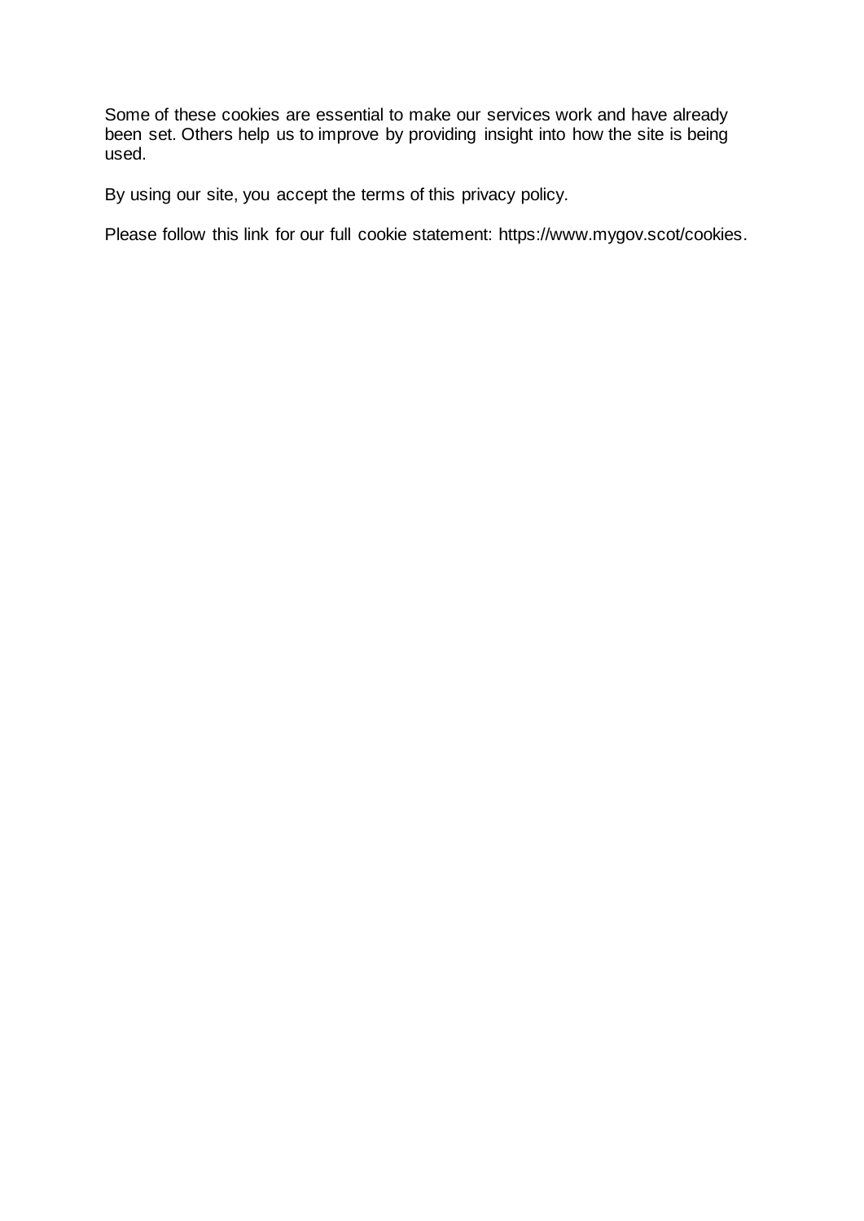Some of these cookies are essential to make our services work and have already been set. Others help us to improve by providing insight into how the site is being used.

By using our site, you accept the terms of this privacy policy.

Please follow this link for our full cookie statement: https://www.mygov.scot/cookies.